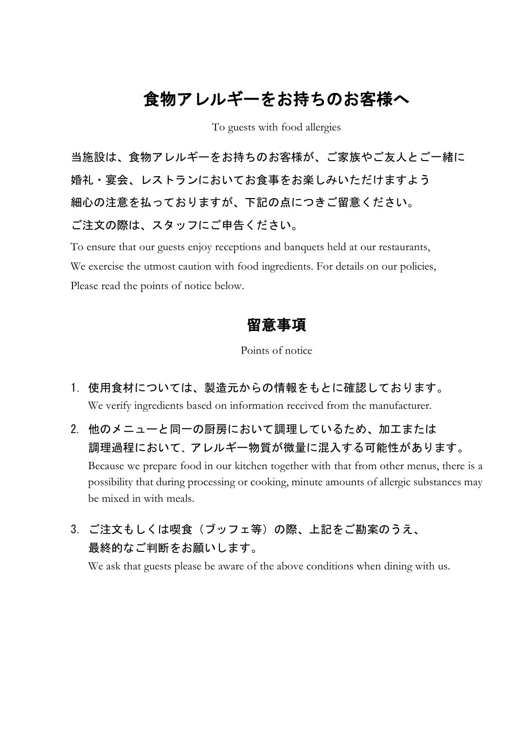# 食物アレルギーをお持ちのお客様へ

To guests with food allergies

当施設は、食物アレルギーをお持ちのお客様が、ご家族やご友人とご一緒に
婚礼・宴会、レストランにおいてお食事をお楽しみいただけますよう
細心の注意を払っておりますが、下記の点につきご留意ください。
ご注文の際は、スタッフにご申告ください。

To ensure that our guests enjoy receptions and banquets held at our restaurants,
We exercise the utmost caution with food ingredients. For details on our policies,
Please read the points of notice below.

## 留意事項

Points of notice

1. 使用食材については、製造元からの情報をもとに確認しております。
   We verify ingredients based on information received from the manufacturer.
2. 他のメニューと同一の厨房において調理しているため、加工または
   調理過程において、アレルギー物質が微量に混入する可能性があります。
   Because we prepare food in our kitchen together with that from other menus, there is a possibility that during processing or cooking, minute amounts of allergic substances may be mixed in with meals.
3. ご注文もしくは喫食（ブッフェ等）の際、上記をご勘案のうえ、
   最終的なご判断をお願いします。
   We ask that guests please be aware of the above conditions when dining with us.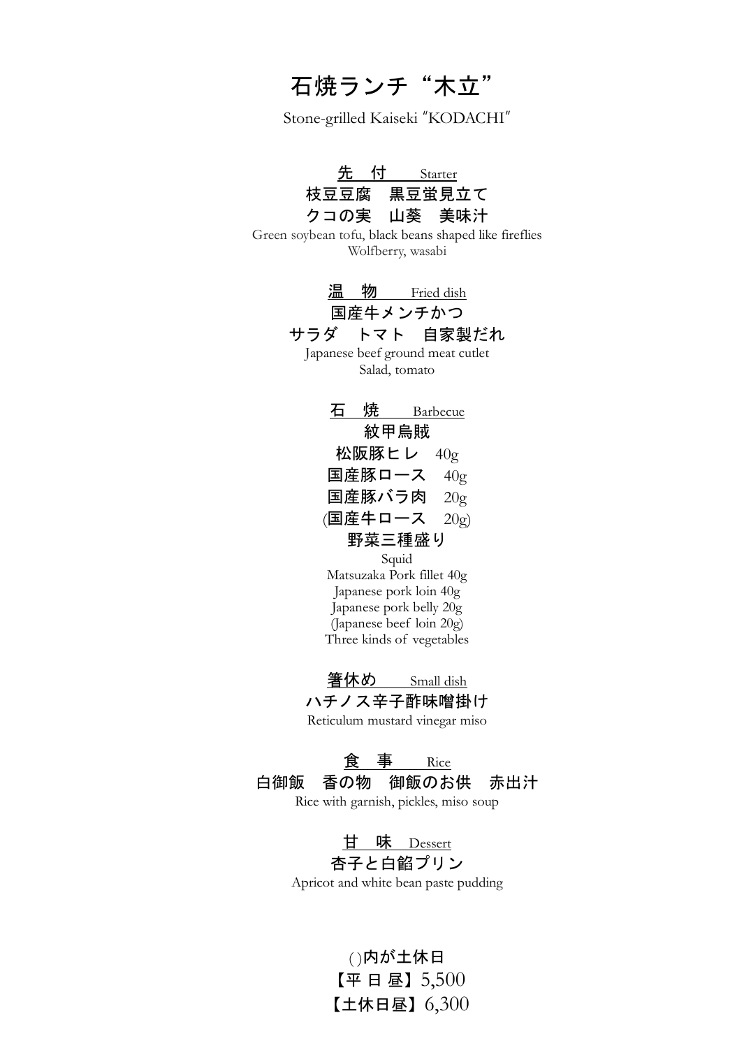# 石焼ランチ“木立”

Stone-grilled Kaiseki "KODACHI"

## 先　付　Starter

枝豆豆腐　黒豆蛍見立て

クコの実　山葵　美味汁

Green soybean tofu, black beans shaped like fireflies

Wolfberry, wasabi

## 温　物　Fried dish

国産牛メンチかつ

サラダ　トマト　自家製だれ

Japanese beef ground meat cutlet

Salad, tomato

## 石　焼　Barbecue

紋甲烏賊

松阪豚ヒレ　40g

国産豚ロース　40g

国産豚バラ肉　20g

(国産牛ロース　20g)

野菜三種盛り

Squid

Matsuzaka Pork fillet 40g

Japanese pork loin 40g

Japanese pork belly 20g

(Japanese beef loin 20g)

Three kinds of vegetables

## 箸休め　Small dish

ハチノス辛子酢味噌掛け

Reticulum mustard vinegar miso

## 食　事　Rice

白御飯　香の物　御飯のお供　赤出汁

Rice with garnish, pickles, miso soup

## 甘　味　Dessert

杏子と白餡プリン

Apricot and white bean paste pudding

( )内が土休日

【平 日 昼】5,500

【土休日昼】6,300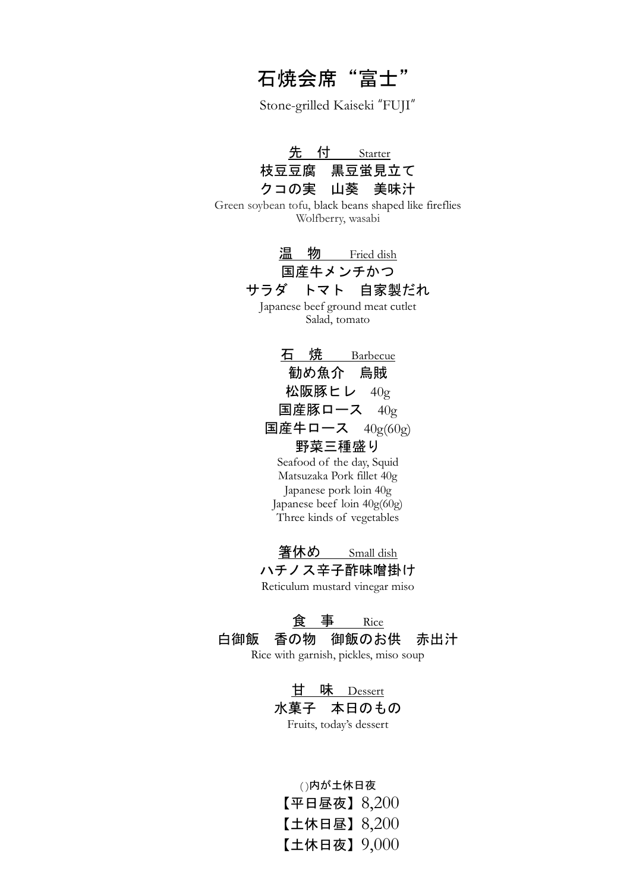# 石焼会席“富士”

Stone-grilled Kaiseki "FUJI"

## 先　付　Starter

枝豆豆腐　黒豆蛍見立て
クコの実　山葵　美味汁

Green soybean tofu, black beans shaped like fireflies
Wolfberry, wasabi

## 温　物　Fried dish

国産牛メンチかつ
サラダ　トマト　自家製だれ

Japanese beef ground meat cutlet
Salad, tomato

## 石　焼　Barbecue

勧め魚介　烏賊
松阪豚ヒレ　40g
国産豚ロース　40g
国産牛ロース　40g(60g)
野菜三種盛り

Seafood of the day, Squid
Matsuzaka Pork fillet 40g
Japanese pork loin 40g
Japanese beef loin 40g(60g)
Three kinds of vegetables

## 箸休め　Small dish

ハチノス辛子酢味噌掛け

Reticulum mustard vinegar miso

## 食　事　Rice

白御飯　香の物　御飯のお供　赤出汁

Rice with garnish, pickles, miso soup

## 甘　味　Dessert

水菓子　本日のもの

Fruits, today's dessert

()内が土休日夜
【平日昼夜】8,200
【土休日昼】8,200
【土休日夜】9,000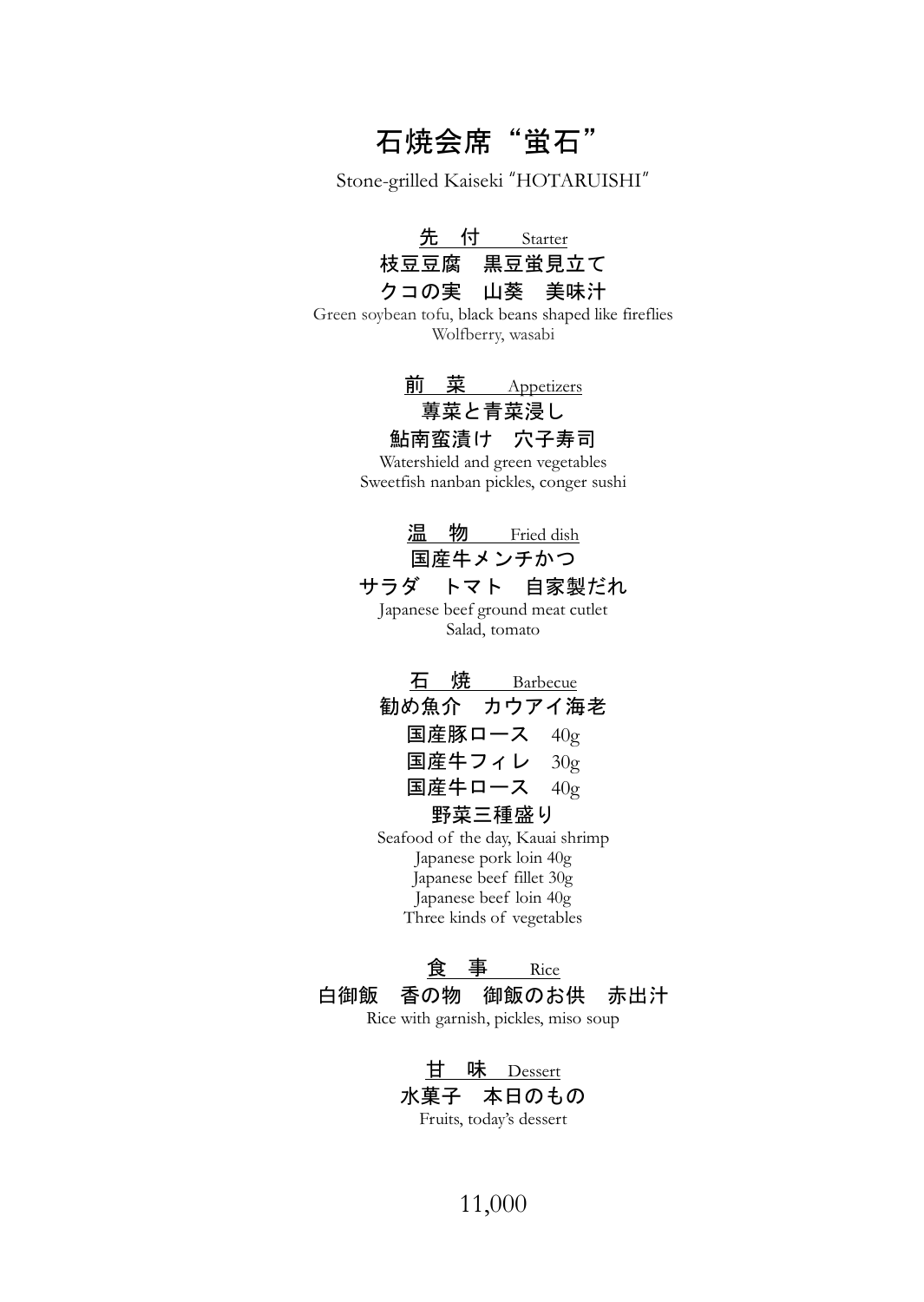# 石焼会席"蛍石"

Stone-grilled Kaiseki "HOTARUISHI"

## 先　付　Starter

**枝豆豆腐　黒豆蛍見立て**

**クコの実　山葵　美味汁**

Green soybean tofu, black beans shaped like fireflies
Wolfberry, wasabi

## 前　菜　Appetizers

**蓴菜と青菜浸し**

**鮎南蛮漬け　穴子寿司**

Watershield and green vegetables
Sweetfish nanban pickles, conger sushi

## 温　物　Fried dish

**国産牛メンチかつ**

**サラダ　トマト　自家製だれ**

Japanese beef ground meat cutlet
Salad, tomato

## 石　焼　Barbecue

**勧め魚介　カウアイ海老**

**国産豚ロース**　40g

**国産牛フィレ**　30g

**国産牛ロース**　40g

**野菜三種盛り**

Seafood of the day, Kauai shrimp
Japanese pork loin 40g
Japanese beef fillet 30g
Japanese beef loin 40g
Three kinds of vegetables

## 食　事　Rice

**白御飯　香の物　御飯のお供　赤出汁**

Rice with garnish, pickles, miso soup

## 甘　味　Dessert

**水菓子　本日のもの**

Fruits, today's dessert

11,000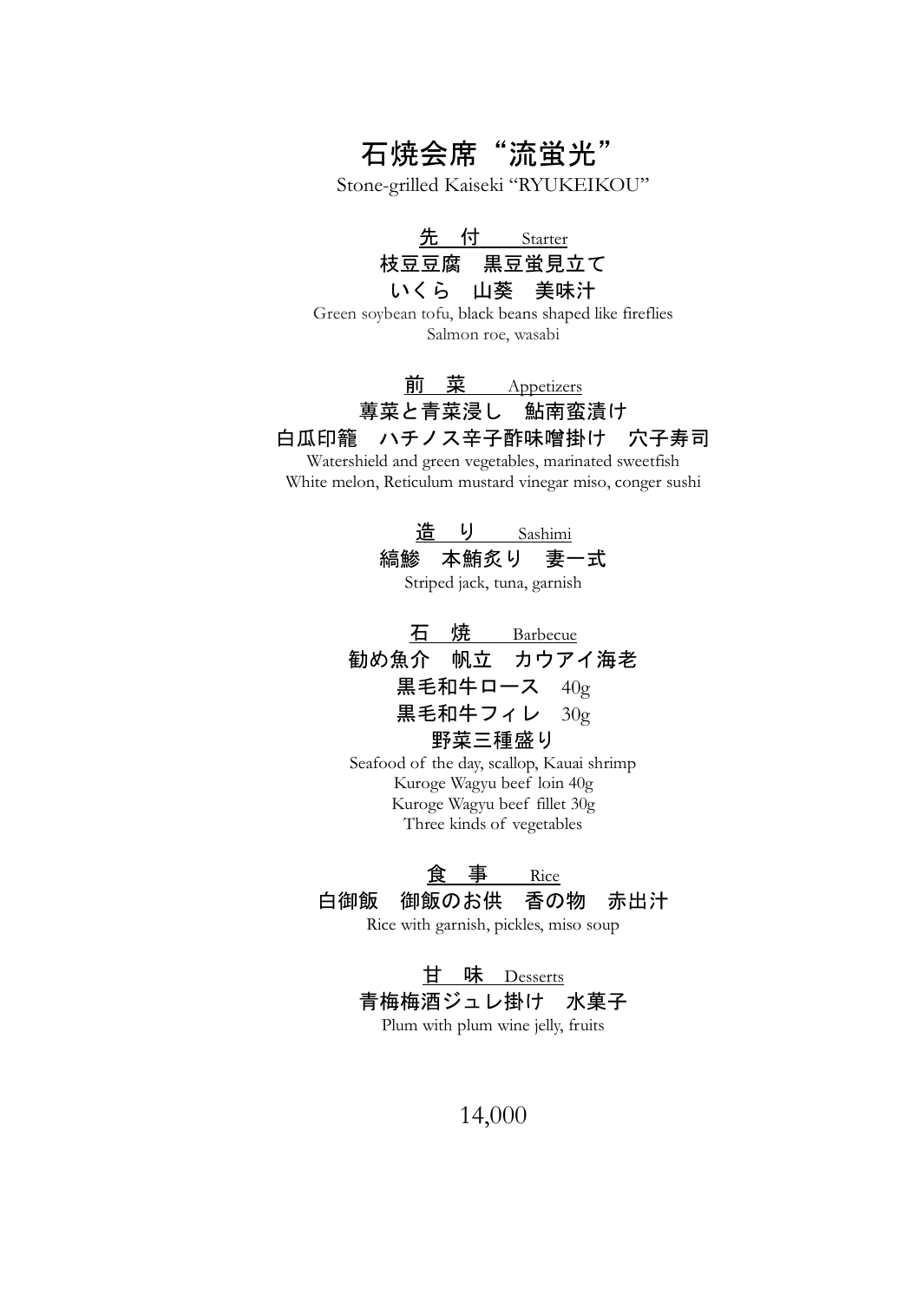# 石焼会席“流蛍光”

Stone-grilled Kaiseki “RYUKEIKOU”

## 先　付　Starter

枝豆豆腐　黒豆蛍見立て

いくら　山葵　美味汁

Green soybean tofu, black beans shaped like fireflies

Salmon roe, wasabi

## 前　菜　Appetizers

蓴菜と青菜浸し　鮎南蛮漬け

白瓜印籠　ハチノス辛子酢味噌掛け　穴子寿司

Watershield and green vegetables, marinated sweetfish

White melon, Reticulum mustard vinegar miso, conger sushi

## 造　り　Sashimi

縞鯵　本鮪炙り　妻一式

Striped jack, tuna, garnish

## 石　焼　Barbecue

勧め魚介　帆立　カウアイ海老

黒毛和牛ロース　40g

黒毛和牛フィレ　30g

野菜三種盛り

Seafood of the day, scallop, Kauai shrimp

Kuroge Wagyu beef loin 40g

Kuroge Wagyu beef fillet 30g

Three kinds of vegetables

## 食　事　Rice

白御飯　御飯のお供　香の物　赤出汁

Rice with garnish, pickles, miso soup

## 甘　味　Desserts

青梅梅酒ジュレ掛け　水菓子

Plum with plum wine jelly, fruits

14,000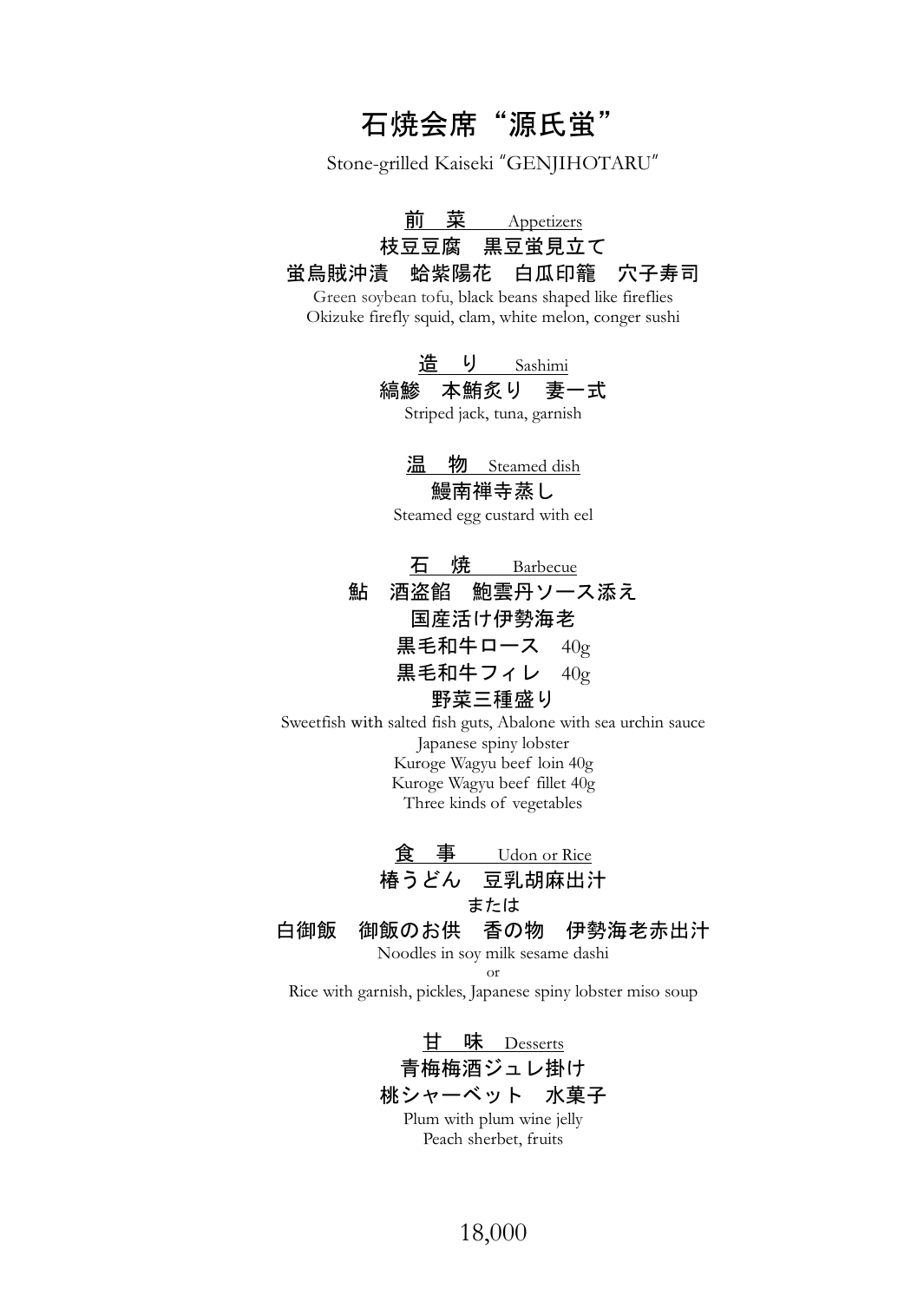# 石焼会席“源氏蛍”

Stone-grilled Kaiseki ″GENJIHOTARU″

## 前　菜　Appetizers

枝豆豆腐　黒豆蛍見立て

蛍烏賊沖漬　蛤紫陽花　白瓜印籠　穴子寿司

Green soybean tofu, black beans shaped like fireflies
Okizuke firefly squid, clam, white melon, conger sushi

## 造　り　Sashimi

縞鯵　本鮪炙り　妻一式

Striped jack, tuna, garnish

## 温　物　Steamed dish

鰻南禅寺蒸し

Steamed egg custard with eel

## 石　焼　Barbecue

鮎　酒盗餡　鮑雲丹ソース添え

国産活け伊勢海老

黒毛和牛ロース　40g

黒毛和牛フィレ　40g

野菜三種盛り

Sweetfish with salted fish guts, Abalone with sea urchin sauce
Japanese spiny lobster
Kuroge Wagyu beef loin 40g
Kuroge Wagyu beef fillet 40g
Three kinds of vegetables

## 食　事　Udon or Rice

椿うどん　豆乳胡麻出汁

または

白御飯　御飯のお供　香の物　伊勢海老赤出汁

Noodles in soy milk sesame dashi
or
Rice with garnish, pickles, Japanese spiny lobster miso soup

## 甘　味　Desserts

青梅梅酒ジュレ掛け

桃シャーベット　水菓子

Plum with plum wine jelly
Peach sherbet, fruits

18,000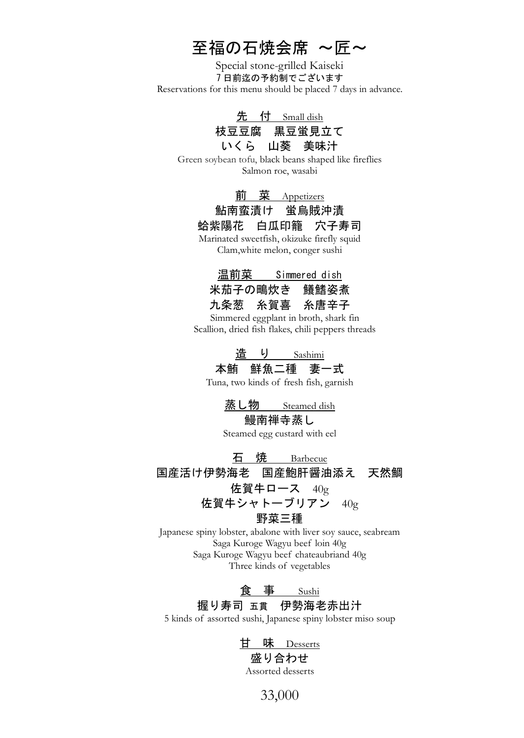# 至福の石焼会席　～匠～

Special stone-grilled Kaiseki

７日前迄の予約制でございます

Reservations for this menu should be placed 7 days in advance.

## 先　付　Small dish

枝豆豆腐　黒豆蛍見立て

いくら　山葵　美味汁

Green soybean tofu, black beans shaped like fireflies

Salmon roe, wasabi

## 前　菜　Appetizers

鮎南蛮漬け　蛍烏賊沖漬

蛤紫陽花　白瓜印籠　穴子寿司

Marinated sweetfish, okizuke firefly squid

Clam,white melon, conger sushi

## 温前菜　Simmered dish

米茄子の鴫炊き　鱶鰭姿煮

九条葱　糸賀喜　糸唐辛子

Simmered eggplant in broth, shark fin

Scallion, dried fish flakes, chili peppers threads

## 造　り　Sashimi

本鮪　鮮魚二種　妻一式

Tuna, two kinds of fresh fish, garnish

## 蒸し物　Steamed dish

鰻南禅寺蒸し

Steamed egg custard with eel

## 石　焼　Barbecue

国産活け伊勢海老　国産鮑肝醤油添え　天然鯛

佐賀牛ロース　40g

佐賀牛シャトーブリアン　40g

野菜三種

Japanese spiny lobster, abalone with liver soy sauce, seabream

Saga Kuroge Wagyu beef loin 40g

Saga Kuroge Wagyu beef chateaubriand 40g

Three kinds of vegetables

## 食　事　Sushi

握り寿司 五貫　伊勢海老赤出汁

5 kinds of assorted sushi, Japanese spiny lobster miso soup

## 甘　味　Desserts

盛り合わせ

Assorted desserts

33,000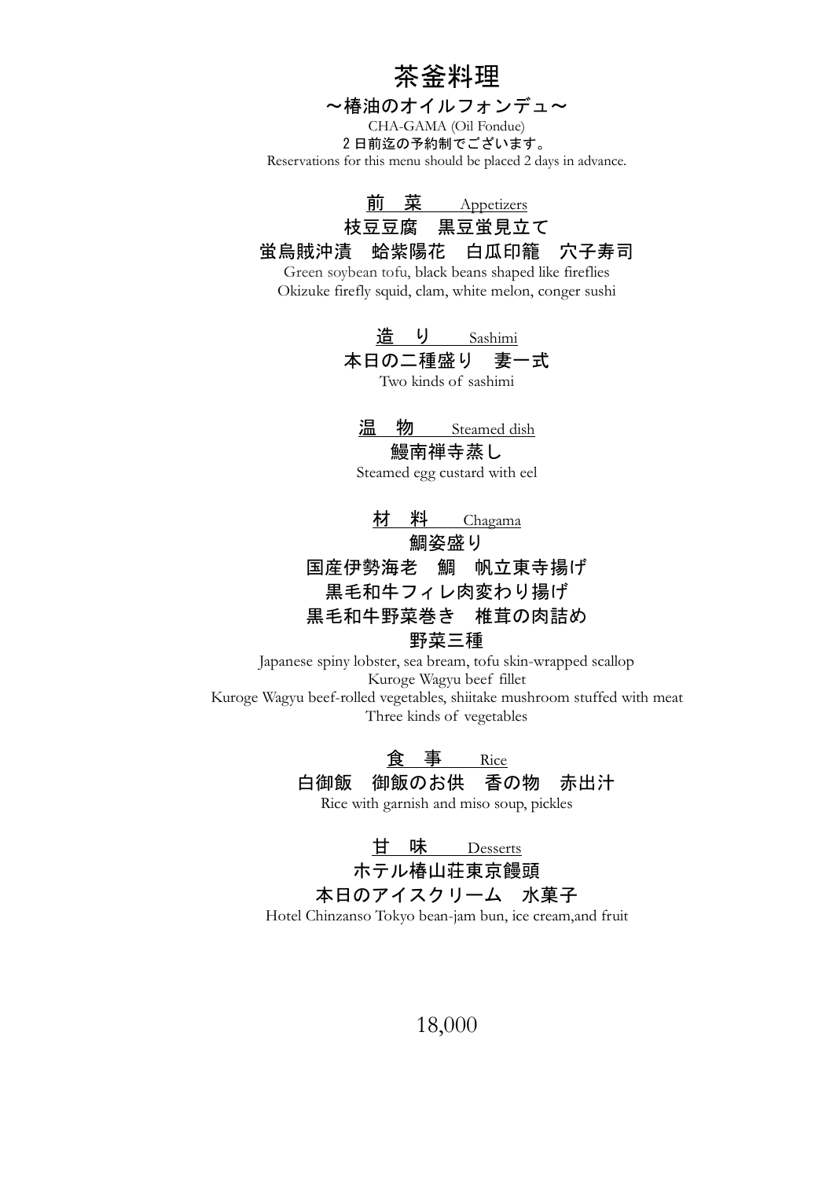# 茶釜料理

## ～椿油のオイルフォンデュ～

CHA-GAMA (Oil Fondue)

２日前迄の予約制でございます。

Reservations for this menu should be placed 2 days in advance.

### 前　菜　Appetizers

枝豆豆腐　黒豆蛍見立て

蛍烏賊沖漬　蛤紫陽花　白瓜印籠　穴子寿司

Green soybean tofu, black beans shaped like fireflies

Okizuke firefly squid, clam, white melon, conger sushi

### 造　り　Sashimi

本日の二種盛り　妻一式

Two kinds of sashimi

### 温　物　Steamed dish

鰻南禅寺蒸し

Steamed egg custard with eel

### 材　料　Chagama

鯛姿盛り

国産伊勢海老　鯛　帆立東寺揚げ

黒毛和牛フィレ肉変わり揚げ

黒毛和牛野菜巻き　椎茸の肉詰め

野菜三種

Japanese spiny lobster, sea bream, tofu skin-wrapped scallop

Kuroge Wagyu beef fillet

Kuroge Wagyu beef-rolled vegetables, shiitake mushroom stuffed with meat

Three kinds of vegetables

### 食　事　Rice

白御飯　御飯のお供　香の物　赤出汁

Rice with garnish and miso soup, pickles

### 甘　味　Desserts

ホテル椿山荘東京饅頭

本日のアイスクリーム　水菓子

Hotel Chinzanso Tokyo bean-jam bun, ice cream,and fruit

18,000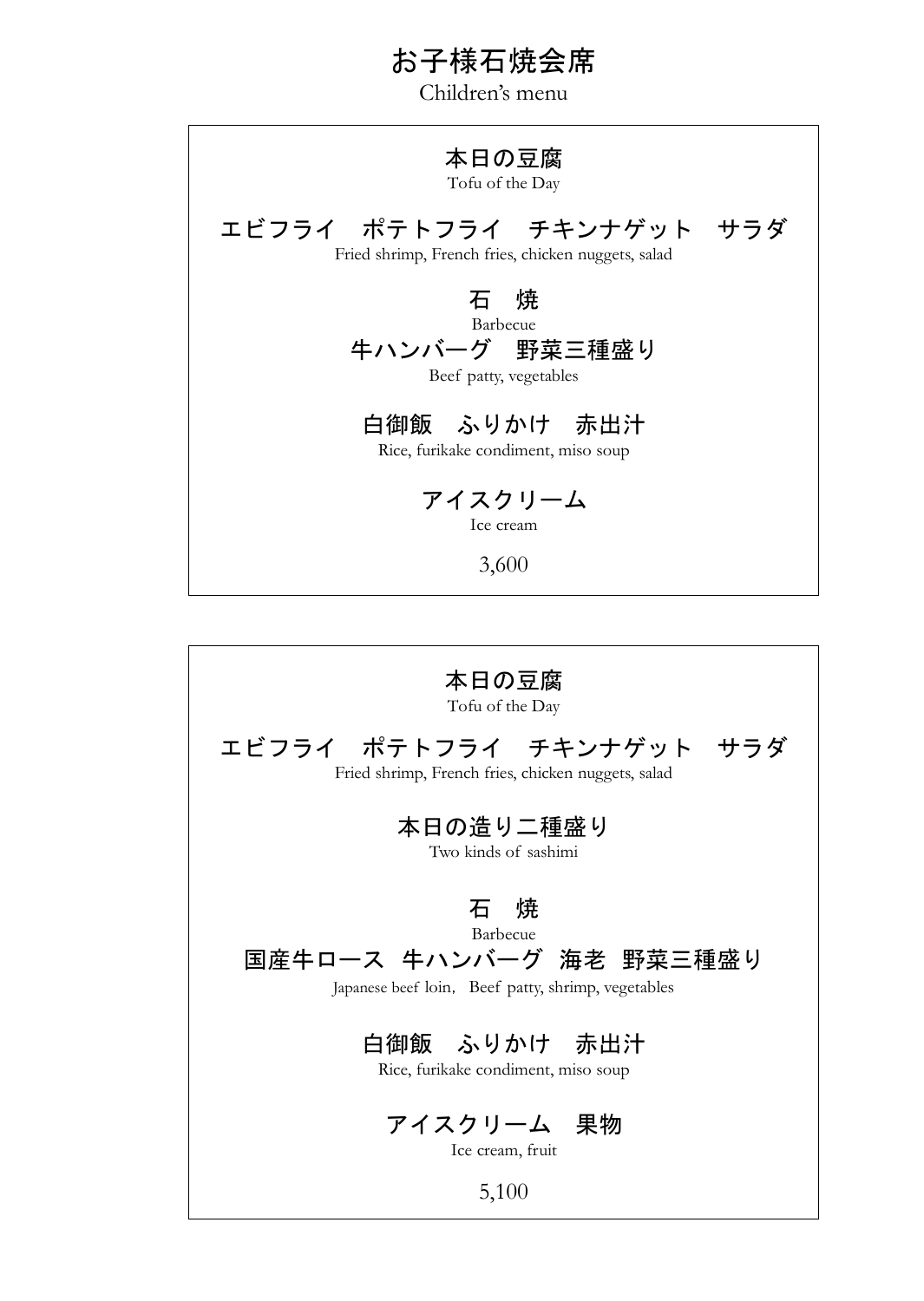# お子様石焼会席

Children's menu

---

**本日の豆腐**

Tofu of the Day

**エビフライ　ポテトフライ　チキンナゲット　サラダ**

Fried shrimp, French fries, chicken nuggets, salad

**石　焼**

Barbecue

**牛ハンバーグ　野菜三種盛り**

Beef patty, vegetables

**白御飯　ふりかけ　赤出汁**

Rice, furikake condiment, miso soup

**アイスクリーム**

Ice cream

3,600

---

**本日の豆腐**

Tofu of the Day

**エビフライ　ポテトフライ　チキンナゲット　サラダ**

Fried shrimp, French fries, chicken nuggets, salad

**本日の造り二種盛り**

Two kinds of sashimi

**石　焼**

Barbecue

**国産牛ロース　牛ハンバーグ　海老　野菜三種盛り**

Japanese beef loin，Beef patty, shrimp, vegetables

**白御飯　ふりかけ　赤出汁**

Rice, furikake condiment, miso soup

**アイスクリーム　果物**

Ice cream, fruit

5,100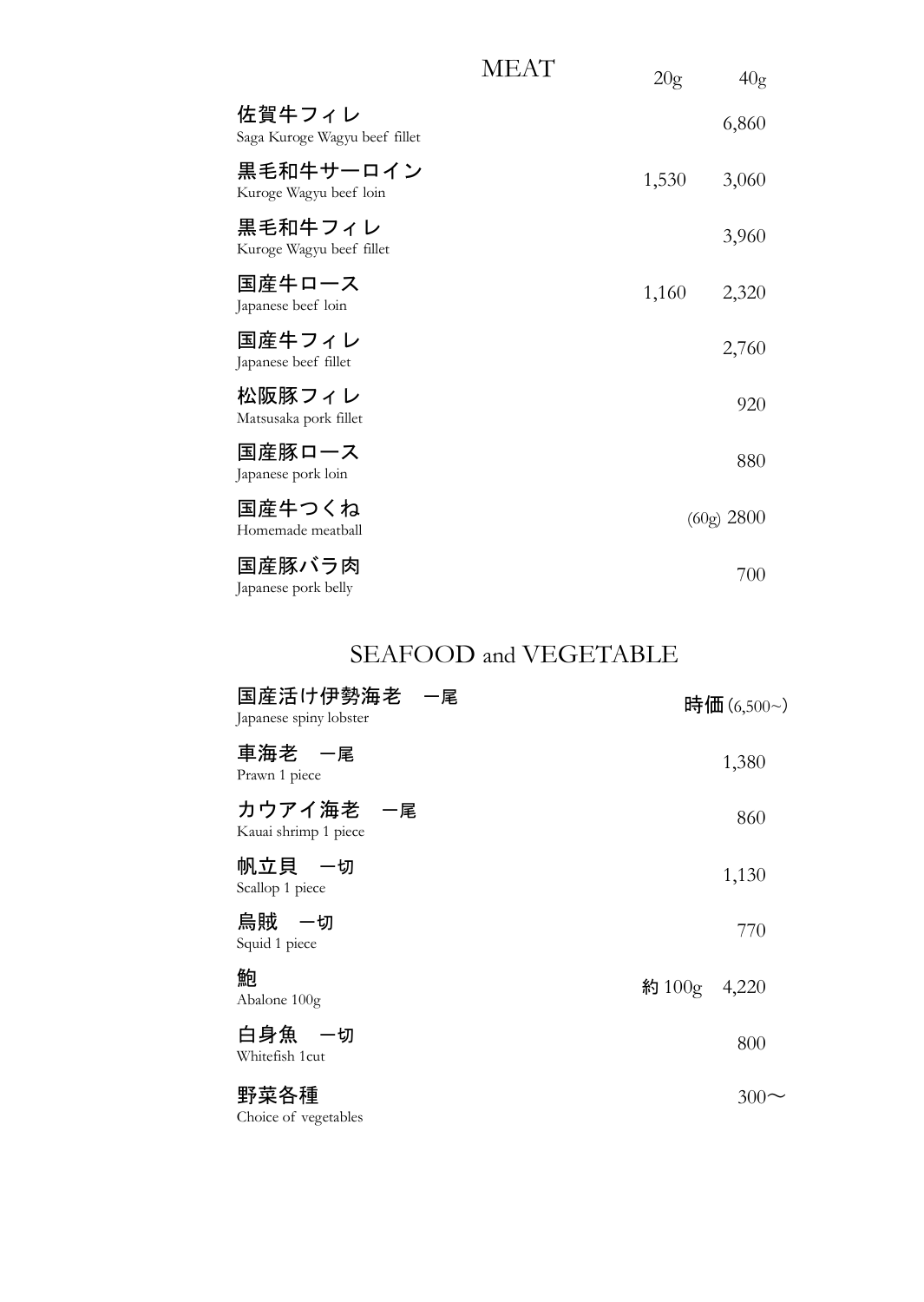## MEAT

| | 20g | 40g |
|---|---|---|
| 佐賀牛フィレ<br>Saga Kuroge Wagyu beef fillet | | 6,860 |
| 黒毛和牛サーロイン<br>Kuroge Wagyu beef loin | 1,530 | 3,060 |
| 黒毛和牛フィレ<br>Kuroge Wagyu beef fillet | | 3,960 |
| 国産牛ロース<br>Japanese beef loin | 1,160 | 2,320 |
| 国産牛フィレ<br>Japanese beef fillet | | 2,760 |
| 松阪豚フィレ<br>Matsusaka pork fillet | | 920 |
| 国産豚ロース<br>Japanese pork loin | | 880 |
| 国産牛つくね<br>Homemade meatball | | (60g) 2800 |
| 国産豚バラ肉<br>Japanese pork belly | | 700 |

## SEAFOOD and VEGETABLE

| | |
|---|---|
| 国産活け伊勢海老　一尾<br>Japanese spiny lobster | 時価 (6,500~) |
| 車海老　一尾<br>Prawn 1 piece | 1,380 |
| カウアイ海老　一尾<br>Kauai shrimp 1 piece | 860 |
| 帆立貝　一切<br>Scallop 1 piece | 1,130 |
| 烏賊　一切<br>Squid 1 piece | 770 |
| 鮑<br>Abalone 100g | 約 100g　4,220 |
| 白身魚　一切<br>Whitefish 1cut | 800 |
| 野菜各種<br>Choice of vegetables | 300〜 |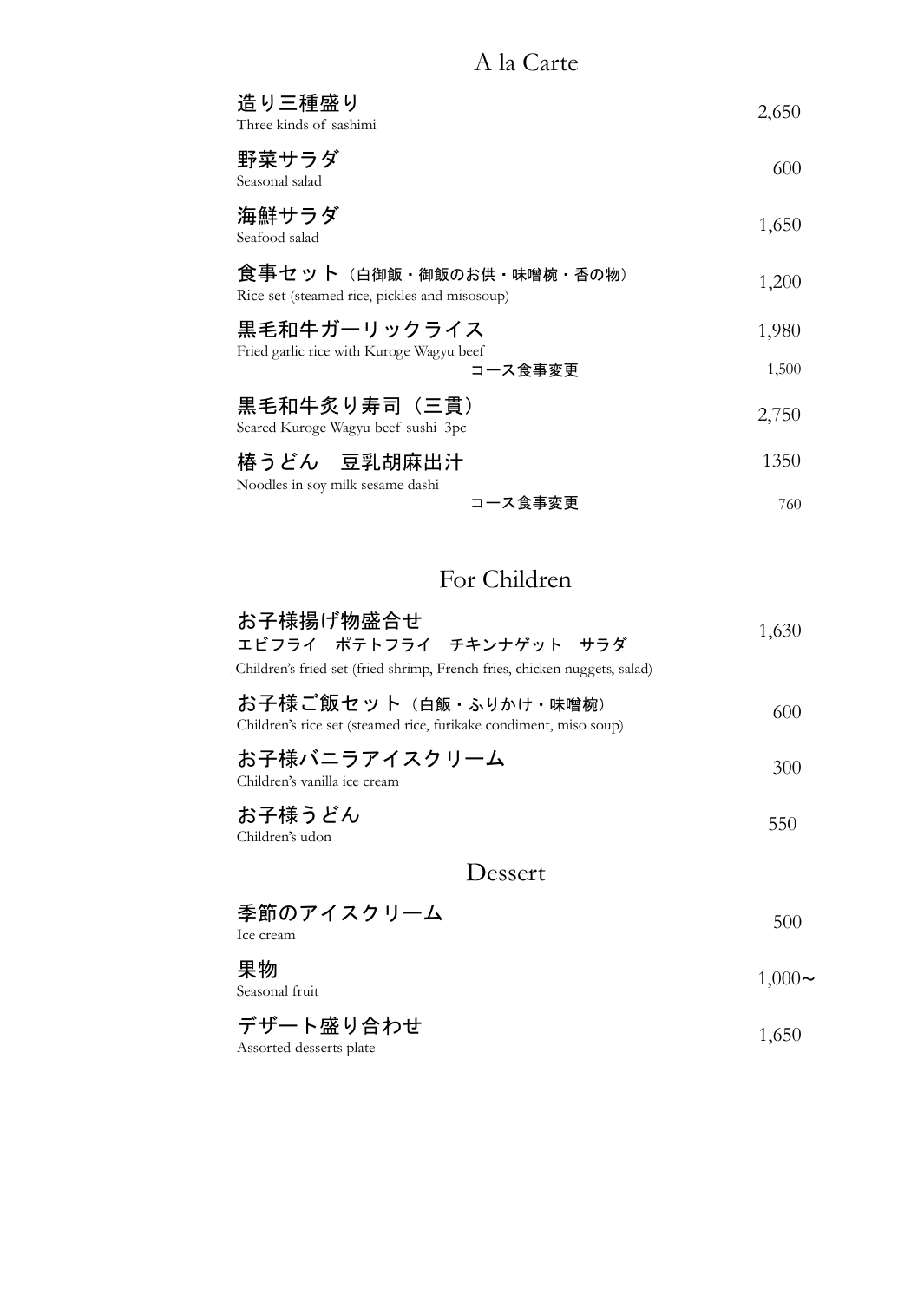## A la Carte

| | |
|---|---|
| **造り三種盛り**<br>Three kinds of sashimi | 2,650 |
| **野菜サラダ**<br>Seasonal salad | 600 |
| **海鮮サラダ**<br>Seafood salad | 1,650 |
| **食事セット**（白御飯・御飯のお供・味噌椀・香の物）<br>Rice set (steamed rice, pickles and misosoup) | 1,200 |
| **黒毛和牛ガーリックライス**<br>Fried garlic rice with Kuroge Wagyu beef | 1,980 |
| コース食事変更 | 1,500 |
| **黒毛和牛炙り寿司（三貫）**<br>Seared Kuroge Wagyu beef sushi 3pc | 2,750 |
| **椿うどん　豆乳胡麻出汁**<br>Noodles in soy milk sesame dashi | 1350 |
| コース食事変更 | 760 |

## For Children

| | |
|---|---|
| **お子様揚げ物盛合せ**<br>エビフライ　ポテトフライ　チキンナゲット　サラダ<br>Children's fried set (fried shrimp, French fries, chicken nuggets, salad) | 1,630 |
| **お子様ご飯セット**（白飯・ふりかけ・味噌椀）<br>Children's rice set (steamed rice, furikake condiment, miso soup) | 600 |
| **お子様バニラアイスクリーム**<br>Children's vanilla ice cream | 300 |
| **お子様うどん**<br>Children's udon | 550 |

## Dessert

| | |
|---|---|
| **季節のアイスクリーム**<br>Ice cream | 500 |
| **果物**<br>Seasonal fruit | 1,000～ |
| **デザート盛り合わせ**<br>Assorted desserts plate | 1,650 |